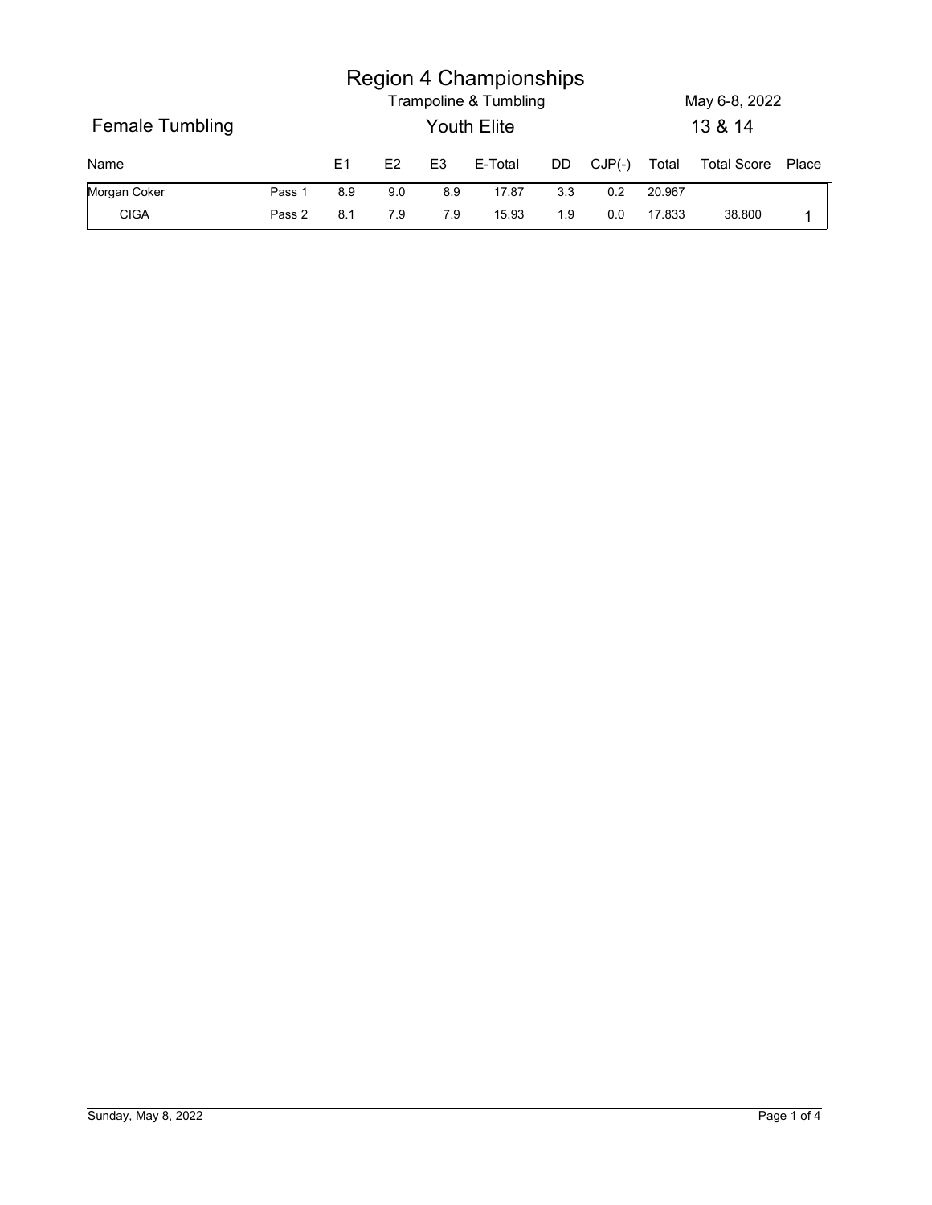# Region 4 Championships

Trampoline & Tumbling

May 6-8, 2022

## Female Tumbling

Youth Elite

13 & 14

| Name | | E1 | E2 | E3 | E-Total | DD | CJP(-) | Total | Total Score | Place |
|---|---|---|---|---|---|---|---|---|---|---|
| Morgan Coker | Pass 1 | 8.9 | 9.0 | 8.9 | 17.87 | 3.3 | 0.2 | 20.967 | | |
| CIGA | Pass 2 | 8.1 | 7.9 | 7.9 | 15.93 | 1.9 | 0.0 | 17.833 | 38.800 | 1 |

Sunday, May 8, 2022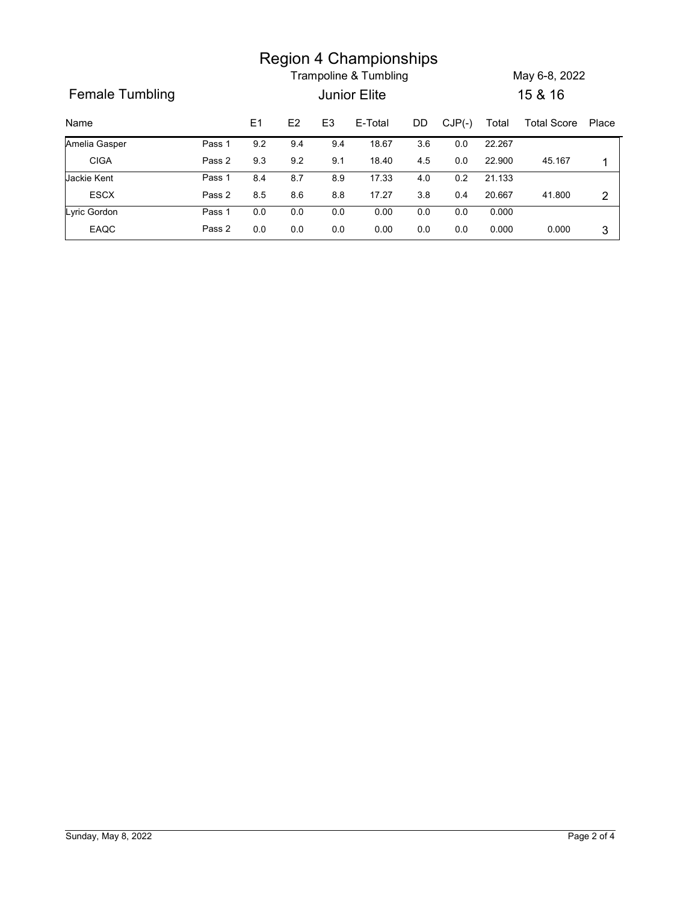# Region 4 Championships

Trampoline & Tumbling

May 6-8, 2022

## Female Tumbling

Junior Elite

15 & 16

| Name | | E1 | E2 | E3 | E-Total | DD | CJP(-) | Total | Total Score | Place |
|---|---|---|---|---|---|---|---|---|---|---|
| Amelia Gasper | Pass 1 | 9.2 | 9.4 | 9.4 | 18.67 | 3.6 | 0.0 | 22.267 | | |
| CIGA | Pass 2 | 9.3 | 9.2 | 9.1 | 18.40 | 4.5 | 0.0 | 22.900 | 45.167 | 1 |
| Jackie Kent | Pass 1 | 8.4 | 8.7 | 8.9 | 17.33 | 4.0 | 0.2 | 21.133 | | |
| ESCX | Pass 2 | 8.5 | 8.6 | 8.8 | 17.27 | 3.8 | 0.4 | 20.667 | 41.800 | 2 |
| Lyric Gordon | Pass 1 | 0.0 | 0.0 | 0.0 | 0.00 | 0.0 | 0.0 | 0.000 | | |
| EAQC | Pass 2 | 0.0 | 0.0 | 0.0 | 0.00 | 0.0 | 0.0 | 0.000 | 0.000 | 3 |

Sunday, May 8, 2022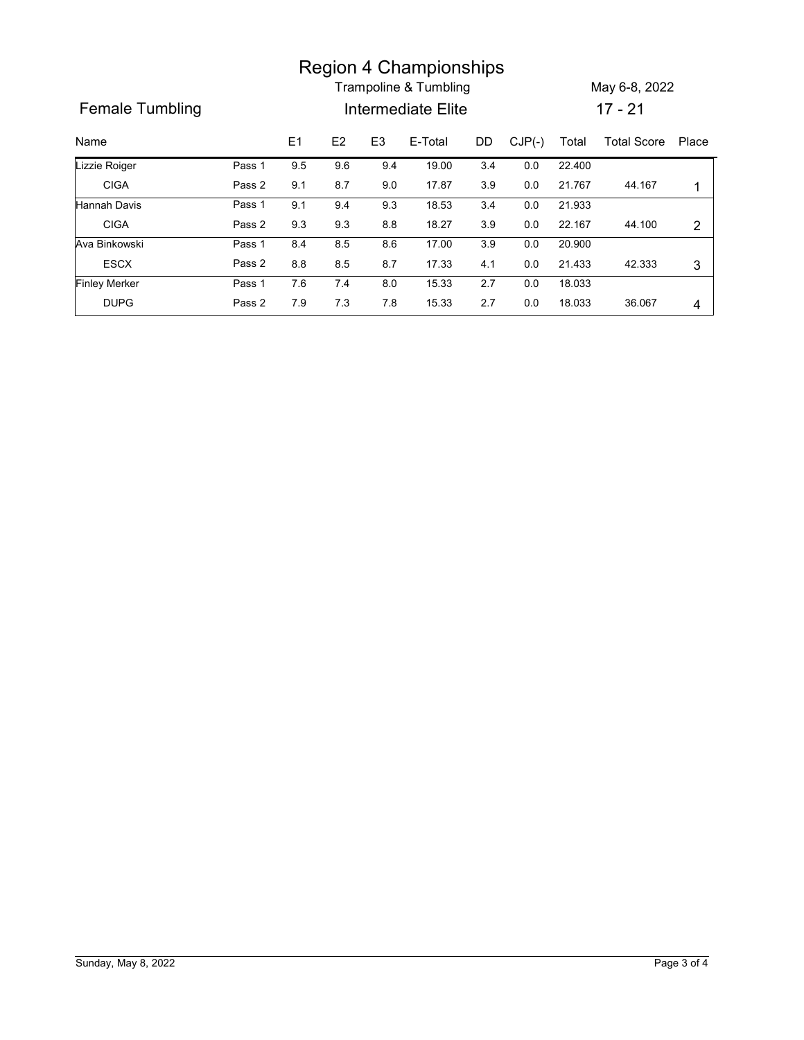# Region 4 Championships

Trampoline & Tumbling

May 6-8, 2022

## Female Tumbling

Intermediate Elite

17 - 21

| Name | | E1 | E2 | E3 | E-Total | DD | CJP(-) | Total | Total Score | Place |
|---|---|---|---|---|---|---|---|---|---|---|
| Lizzie Roiger | Pass 1 | 9.5 | 9.6 | 9.4 | 19.00 | 3.4 | 0.0 | 22.400 | | |
| CIGA | Pass 2 | 9.1 | 8.7 | 9.0 | 17.87 | 3.9 | 0.0 | 21.767 | 44.167 | 1 |
| Hannah Davis | Pass 1 | 9.1 | 9.4 | 9.3 | 18.53 | 3.4 | 0.0 | 21.933 | | |
| CIGA | Pass 2 | 9.3 | 9.3 | 8.8 | 18.27 | 3.9 | 0.0 | 22.167 | 44.100 | 2 |
| Ava Binkowski | Pass 1 | 8.4 | 8.5 | 8.6 | 17.00 | 3.9 | 0.0 | 20.900 | | |
| ESCX | Pass 2 | 8.8 | 8.5 | 8.7 | 17.33 | 4.1 | 0.0 | 21.433 | 42.333 | 3 |
| Finley Merker | Pass 1 | 7.6 | 7.4 | 8.0 | 15.33 | 2.7 | 0.0 | 18.033 | | |
| DUPG | Pass 2 | 7.9 | 7.3 | 7.8 | 15.33 | 2.7 | 0.0 | 18.033 | 36.067 | 4 |

Sunday, May 8, 2022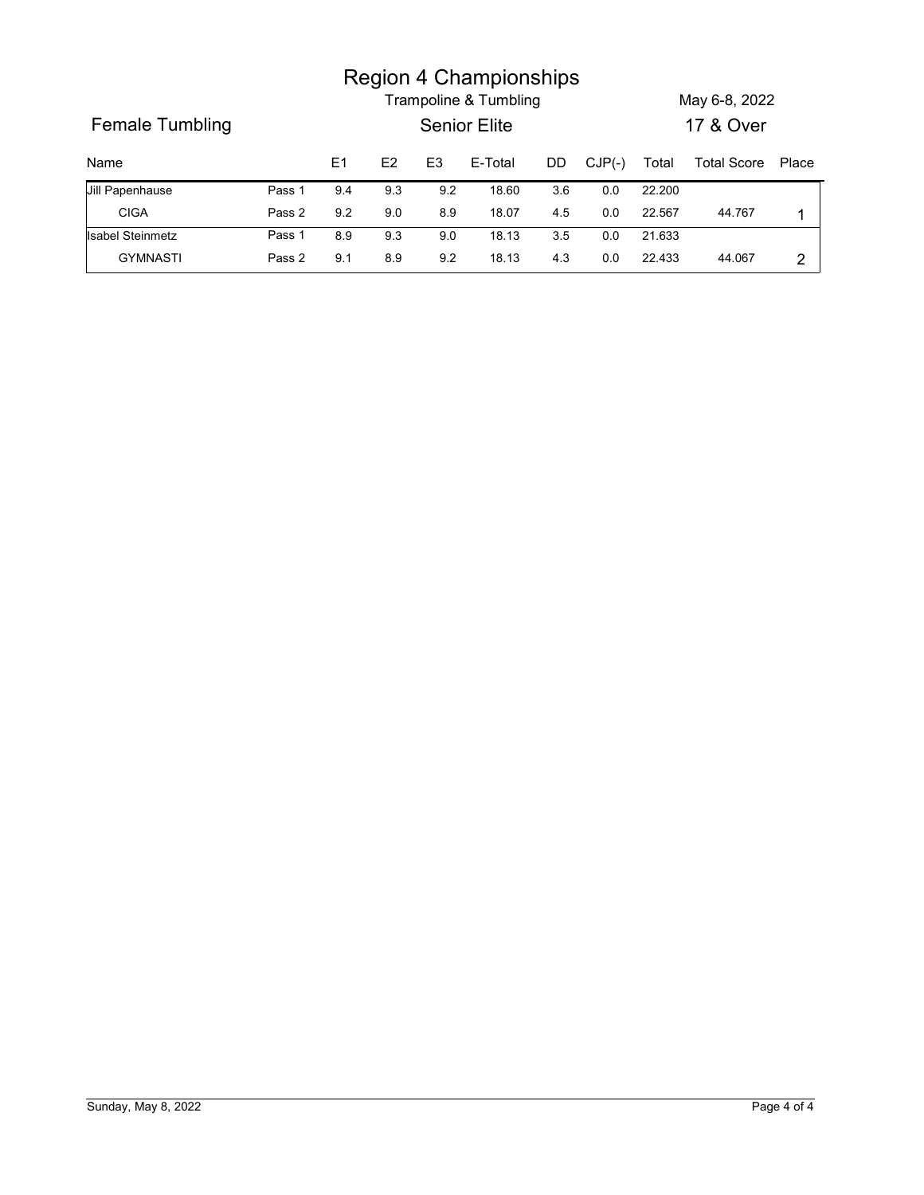# Region 4 Championships

Trampoline & Tumbling

May 6-8, 2022

## Female Tumbling

Senior Elite

17 & Over

| Name | | E1 | E2 | E3 | E-Total | DD | CJP(-) | Total | Total Score | Place |
|---|---|---|---|---|---|---|---|---|---|---|
| Jill Papenhause | Pass 1 | 9.4 | 9.3 | 9.2 | 18.60 | 3.6 | 0.0 | 22.200 | | |
| CIGA | Pass 2 | 9.2 | 9.0 | 8.9 | 18.07 | 4.5 | 0.0 | 22.567 | 44.767 | 1 |
| Isabel Steinmetz | Pass 1 | 8.9 | 9.3 | 9.0 | 18.13 | 3.5 | 0.0 | 21.633 | | |
| GYMNASTI | Pass 2 | 9.1 | 8.9 | 9.2 | 18.13 | 4.3 | 0.0 | 22.433 | 44.067 | 2 |

Sunday, May 8, 2022